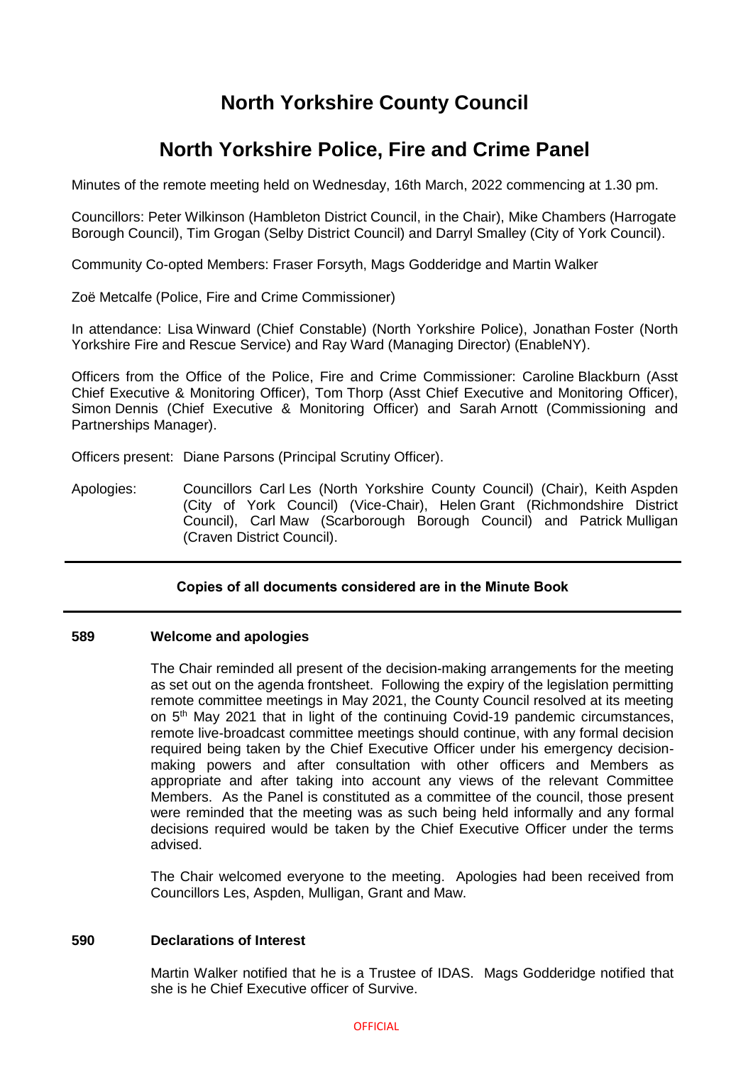# North Yorkshire County Council

## North Yorkshire Police, Fire and Crime Panel

Minutes of the remote meeting held on Wednesday, 16th March, 2022 commencing at 1.30 pm.

Councillors: Peter Wilkinson (Hambleton District Council, in the Chair), Mike Chambers (Harrogate Borough Council), Tim Grogan (Selby District Council) and Darryl Smalley (City of York Council).

Community Co-opted Members: Fraser Forsyth, Mags Godderidge and Martin Walker

Zoë Metcalfe (Police, Fire and Crime Commissioner)

In attendance: Lisa Winward (Chief Constable) (North Yorkshire Police), Jonathan Foster (North Yorkshire Fire and Rescue Service) and Ray Ward (Managing Director) (EnableNY).

Officers from the Office of the Police, Fire and Crime Commissioner: Caroline Blackburn (Asst Chief Executive & Monitoring Officer), Tom Thorp (Asst Chief Executive and Monitoring Officer), Simon Dennis (Chief Executive & Monitoring Officer) and Sarah Arnott (Commissioning and Partnerships Manager).

Officers present: Diane Parsons (Principal Scrutiny Officer).

Apologies: Councillors Carl Les (North Yorkshire County Council) (Chair), Keith Aspden (City of York Council) (Vice-Chair), Helen Grant (Richmondshire District Council), Carl Maw (Scarborough Borough Council) and Patrick Mulligan (Craven District Council).

---

**Copies of all documents considered are in the Minute Book**

---

**589 Welcome and apologies**

The Chair reminded all present of the decision-making arrangements for the meeting as set out on the agenda frontsheet. Following the expiry of the legislation permitting remote committee meetings in May 2021, the County Council resolved at its meeting on 5th May 2021 that in light of the continuing Covid-19 pandemic circumstances, remote live-broadcast committee meetings should continue, with any formal decision required being taken by the Chief Executive Officer under his emergency decision-making powers and after consultation with other officers and Members as appropriate and after taking into account any views of the relevant Committee Members. As the Panel is constituted as a committee of the council, those present were reminded that the meeting was as such being held informally and any formal decisions required would be taken by the Chief Executive Officer under the terms advised.

The Chair welcomed everyone to the meeting. Apologies had been received from Councillors Les, Aspden, Mulligan, Grant and Maw.

**590 Declarations of Interest**

Martin Walker notified that he is a Trustee of IDAS. Mags Godderidge notified that she is he Chief Executive officer of Survive.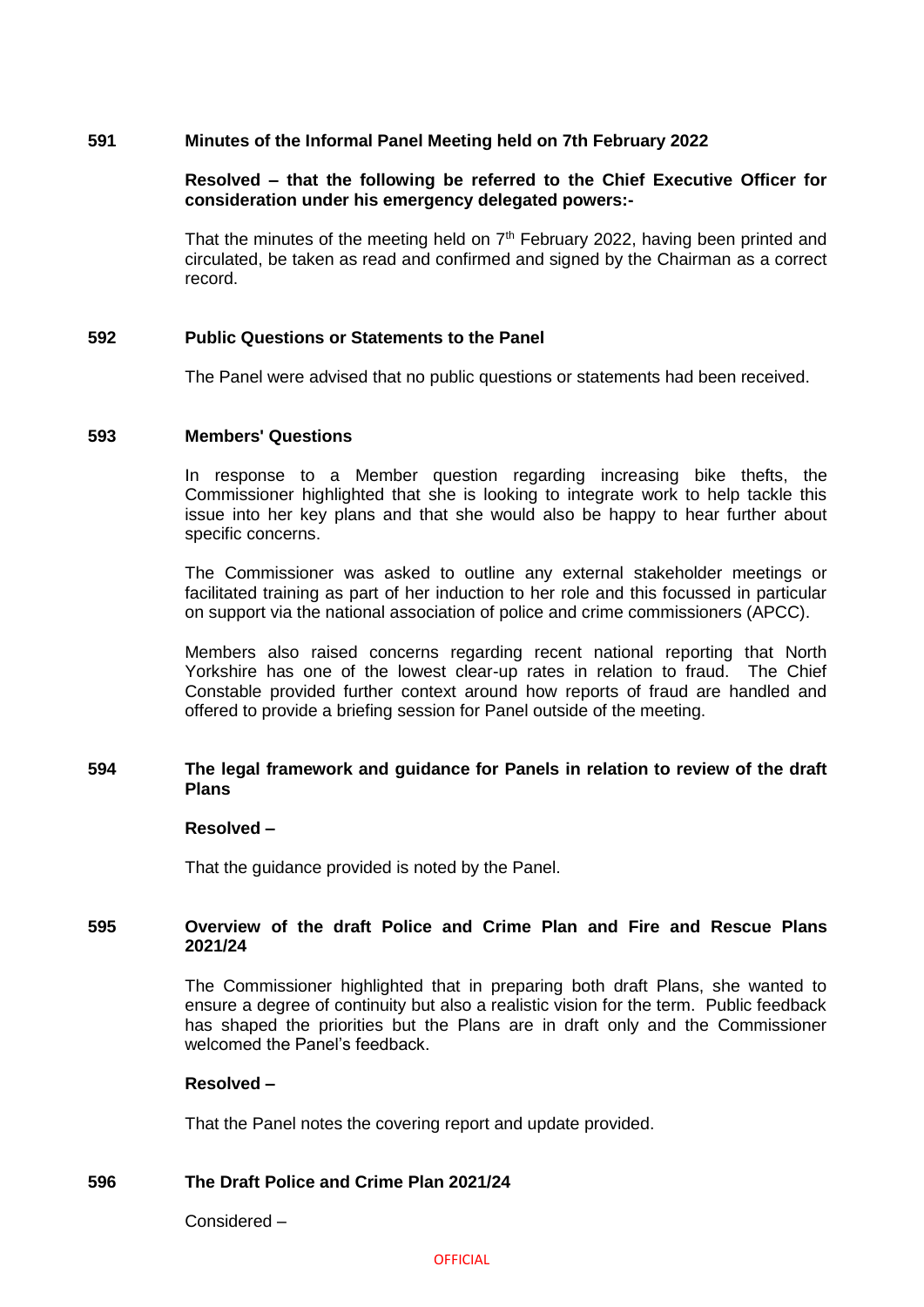**591 Minutes of the Informal Panel Meeting held on 7th February 2022**

**Resolved – that the following be referred to the Chief Executive Officer for consideration under his emergency delegated powers:-**

That the minutes of the meeting held on 7th February 2022, having been printed and circulated, be taken as read and confirmed and signed by the Chairman as a correct record.

**592 Public Questions or Statements to the Panel**

The Panel were advised that no public questions or statements had been received.

**593 Members' Questions**

In response to a Member question regarding increasing bike thefts, the Commissioner highlighted that she is looking to integrate work to help tackle this issue into her key plans and that she would also be happy to hear further about specific concerns.

The Commissioner was asked to outline any external stakeholder meetings or facilitated training as part of her induction to her role and this focussed in particular on support via the national association of police and crime commissioners (APCC).

Members also raised concerns regarding recent national reporting that North Yorkshire has one of the lowest clear-up rates in relation to fraud. The Chief Constable provided further context around how reports of fraud are handled and offered to provide a briefing session for Panel outside of the meeting.

**594 The legal framework and guidance for Panels in relation to review of the draft Plans**

**Resolved –**

That the guidance provided is noted by the Panel.

**595 Overview of the draft Police and Crime Plan and Fire and Rescue Plans 2021/24**

The Commissioner highlighted that in preparing both draft Plans, she wanted to ensure a degree of continuity but also a realistic vision for the term. Public feedback has shaped the priorities but the Plans are in draft only and the Commissioner welcomed the Panel's feedback.

**Resolved –**

That the Panel notes the covering report and update provided.

**596 The Draft Police and Crime Plan 2021/24**

Considered –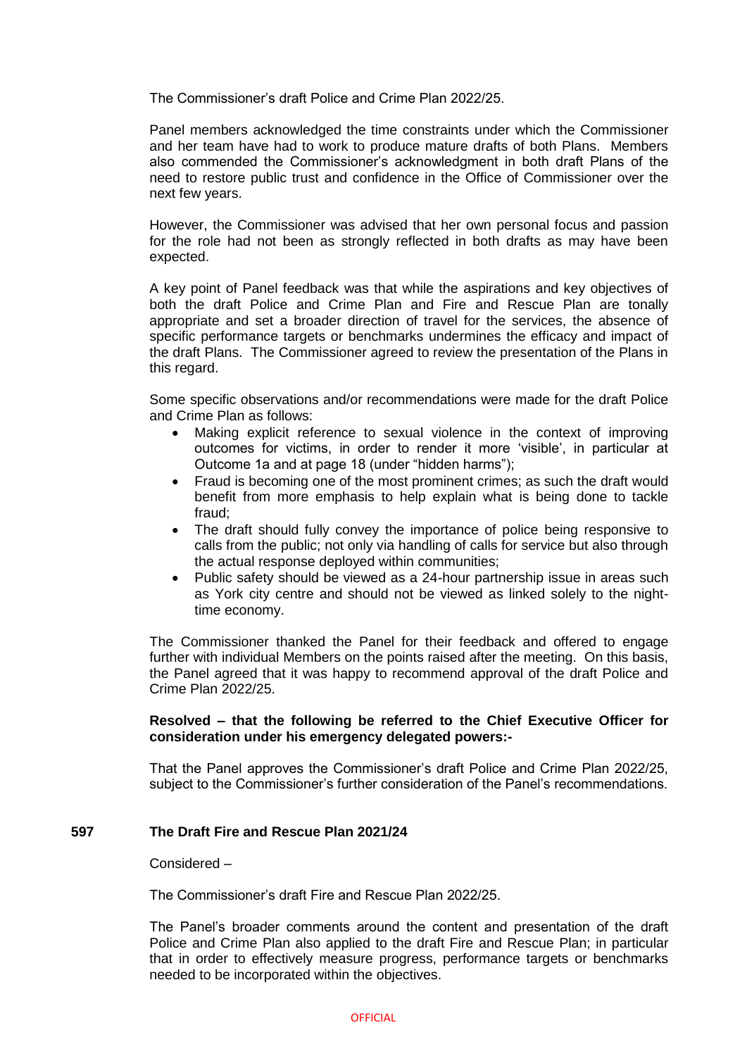The Commissioner's draft Police and Crime Plan 2022/25.

Panel members acknowledged the time constraints under which the Commissioner and her team have had to work to produce mature drafts of both Plans. Members also commended the Commissioner's acknowledgment in both draft Plans of the need to restore public trust and confidence in the Office of Commissioner over the next few years.

However, the Commissioner was advised that her own personal focus and passion for the role had not been as strongly reflected in both drafts as may have been expected.

A key point of Panel feedback was that while the aspirations and key objectives of both the draft Police and Crime Plan and Fire and Rescue Plan are tonally appropriate and set a broader direction of travel for the services, the absence of specific performance targets or benchmarks undermines the efficacy and impact of the draft Plans. The Commissioner agreed to review the presentation of the Plans in this regard.

Some specific observations and/or recommendations were made for the draft Police and Crime Plan as follows:

- Making explicit reference to sexual violence in the context of improving outcomes for victims, in order to render it more 'visible', in particular at Outcome 1a and at page 18 (under "hidden harms");
- Fraud is becoming one of the most prominent crimes; as such the draft would benefit from more emphasis to help explain what is being done to tackle fraud;
- The draft should fully convey the importance of police being responsive to calls from the public; not only via handling of calls for service but also through the actual response deployed within communities;
- Public safety should be viewed as a 24-hour partnership issue in areas such as York city centre and should not be viewed as linked solely to the night-time economy.

The Commissioner thanked the Panel for their feedback and offered to engage further with individual Members on the points raised after the meeting. On this basis, the Panel agreed that it was happy to recommend approval of the draft Police and Crime Plan 2022/25.

**Resolved – that the following be referred to the Chief Executive Officer for consideration under his emergency delegated powers:-**

That the Panel approves the Commissioner's draft Police and Crime Plan 2022/25, subject to the Commissioner's further consideration of the Panel's recommendations.

## 597 The Draft Fire and Rescue Plan 2021/24

Considered –

The Commissioner's draft Fire and Rescue Plan 2022/25.

The Panel's broader comments around the content and presentation of the draft Police and Crime Plan also applied to the draft Fire and Rescue Plan; in particular that in order to effectively measure progress, performance targets or benchmarks needed to be incorporated within the objectives.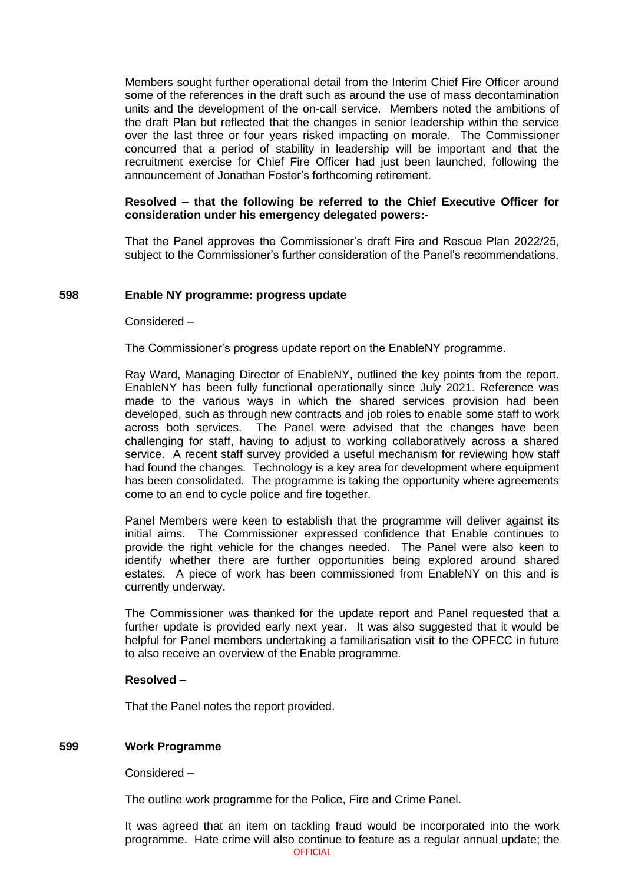Members sought further operational detail from the Interim Chief Fire Officer around some of the references in the draft such as around the use of mass decontamination units and the development of the on-call service. Members noted the ambitions of the draft Plan but reflected that the changes in senior leadership within the service over the last three or four years risked impacting on morale. The Commissioner concurred that a period of stability in leadership will be important and that the recruitment exercise for Chief Fire Officer had just been launched, following the announcement of Jonathan Foster's forthcoming retirement.

**Resolved – that the following be referred to the Chief Executive Officer for consideration under his emergency delegated powers:-**

That the Panel approves the Commissioner's draft Fire and Rescue Plan 2022/25, subject to the Commissioner's further consideration of the Panel's recommendations.

## 598 Enable NY programme: progress update

Considered –

The Commissioner's progress update report on the EnableNY programme.

Ray Ward, Managing Director of EnableNY, outlined the key points from the report. EnableNY has been fully functional operationally since July 2021. Reference was made to the various ways in which the shared services provision had been developed, such as through new contracts and job roles to enable some staff to work across both services. The Panel were advised that the changes have been challenging for staff, having to adjust to working collaboratively across a shared service. A recent staff survey provided a useful mechanism for reviewing how staff had found the changes. Technology is a key area for development where equipment has been consolidated. The programme is taking the opportunity where agreements come to an end to cycle police and fire together.

Panel Members were keen to establish that the programme will deliver against its initial aims. The Commissioner expressed confidence that Enable continues to provide the right vehicle for the changes needed. The Panel were also keen to identify whether there are further opportunities being explored around shared estates. A piece of work has been commissioned from EnableNY on this and is currently underway.

The Commissioner was thanked for the update report and Panel requested that a further update is provided early next year. It was also suggested that it would be helpful for Panel members undertaking a familiarisation visit to the OPFCC in future to also receive an overview of the Enable programme.

**Resolved –**

That the Panel notes the report provided.

## 599 Work Programme

Considered –

The outline work programme for the Police, Fire and Crime Panel.

It was agreed that an item on tackling fraud would be incorporated into the work programme. Hate crime will also continue to feature as a regular annual update; the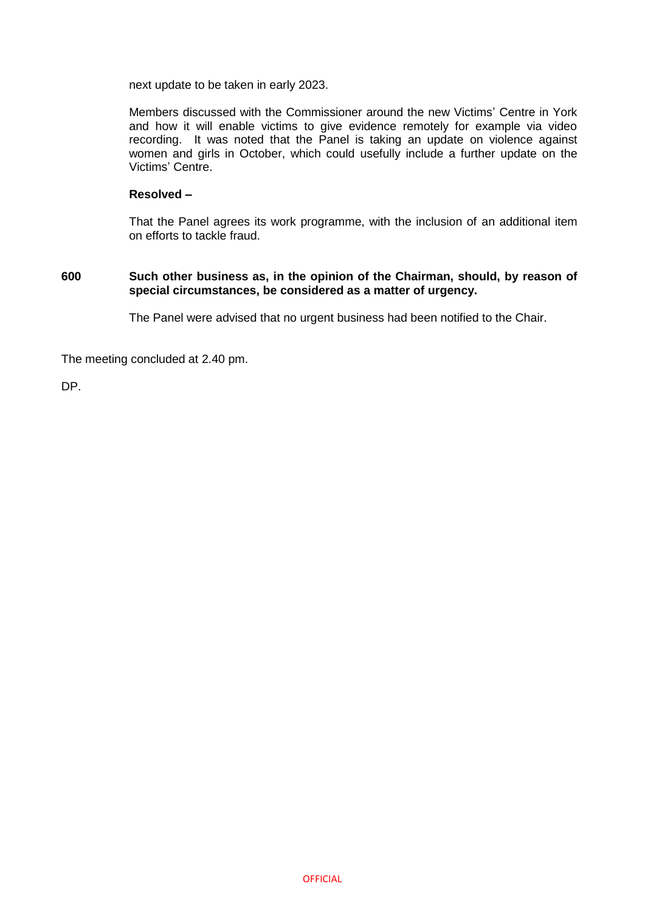next update to be taken in early 2023.

Members discussed with the Commissioner around the new Victims' Centre in York and how it will enable victims to give evidence remotely for example via video recording. It was noted that the Panel is taking an update on violence against women and girls in October, which could usefully include a further update on the Victims' Centre.

**Resolved –**

That the Panel agrees its work programme, with the inclusion of an additional item on efforts to tackle fraud.

**600 Such other business as, in the opinion of the Chairman, should, by reason of special circumstances, be considered as a matter of urgency.**

The Panel were advised that no urgent business had been notified to the Chair.

The meeting concluded at 2.40 pm.

DP.